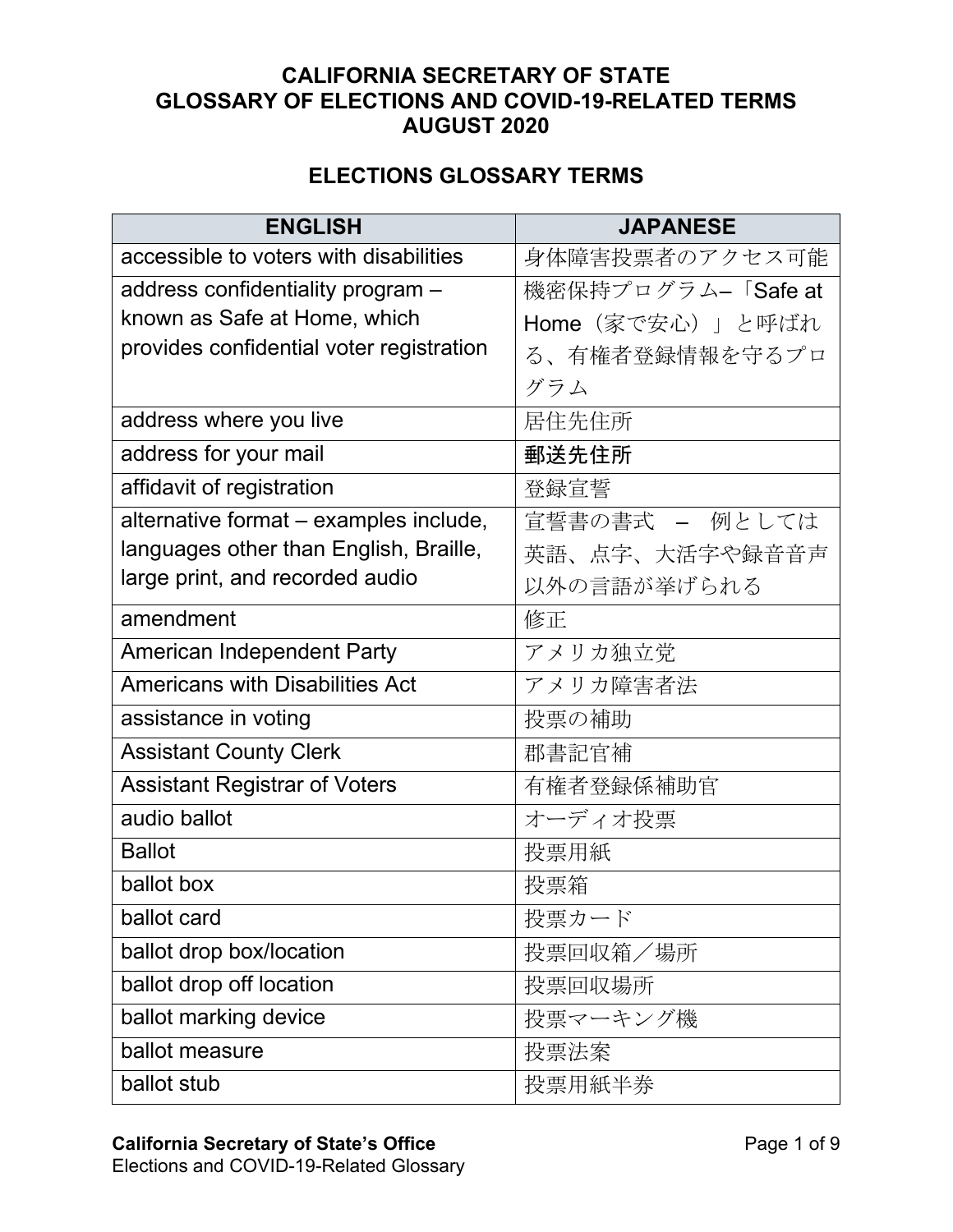# CALIFORNIA SECRETARY OF STATE
# GLOSSARY OF ELECTIONS AND COVID-19-RELATED TERMS
# AUGUST 2020

## ELECTIONS GLOSSARY TERMS

| ENGLISH | JAPANESE |
|---|---|
| accessible to voters with disabilities | 身体障害投票者のアクセス可能 |
| address confidentiality program – known as Safe at Home, which provides confidential voter registration | 機密保持プログラム–「Safe at Home（家で安心）」と呼ばれる、有権者登録情報を守るプログラム |
| address where you live | 居住先住所 |
| address for your mail | 郵送先住所 |
| affidavit of registration | 登録宣誓 |
| alternative format – examples include, languages other than English, Braille, large print, and recorded audio | 宣誓書の書式　–　例としては英語、点字、大活字や録音音声以外の言語が挙げられる |
| amendment | 修正 |
| American Independent Party | アメリカ独立党 |
| Americans with Disabilities Act | アメリカ障害者法 |
| assistance in voting | 投票の補助 |
| Assistant County Clerk | 郡書記官補 |
| Assistant Registrar of Voters | 有権者登録係補助官 |
| audio ballot | オーディオ投票 |
| Ballot | 投票用紙 |
| ballot box | 投票箱 |
| ballot card | 投票カード |
| ballot drop box/location | 投票回収箱／場所 |
| ballot drop off location | 投票回収場所 |
| ballot marking device | 投票マーキング機 |
| ballot measure | 投票法案 |
| ballot stub | 投票用紙半券 |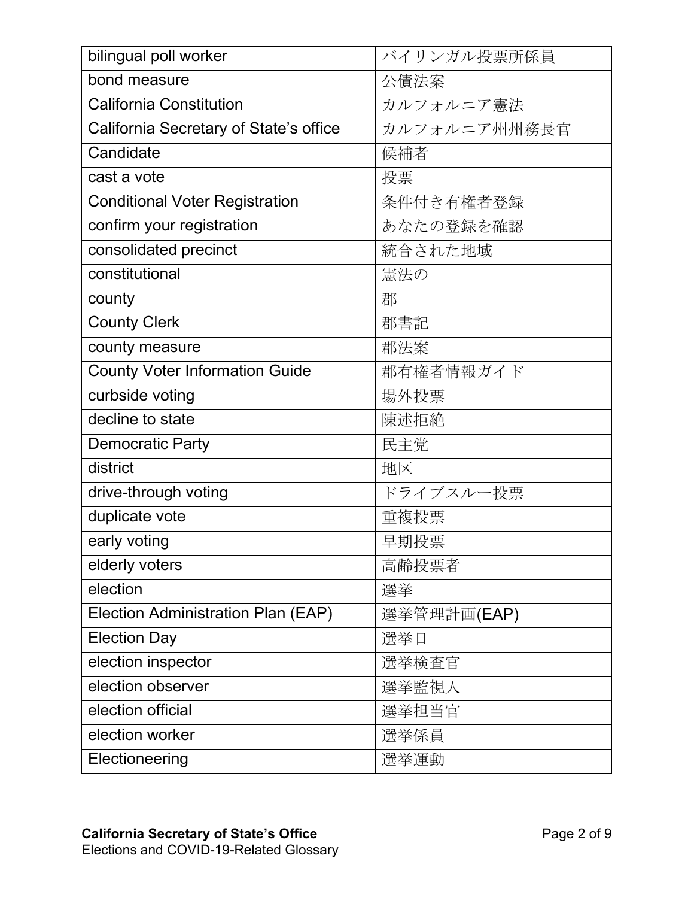| bilingual poll worker | バイリンガル投票所係員 |
|---|---|
| bond measure | 公債法案 |
| California Constitution | カルフォルニア憲法 |
| California Secretary of State's office | カルフォルニア州州務長官 |
| Candidate | 候補者 |
| cast a vote | 投票 |
| Conditional Voter Registration | 条件付き有権者登録 |
| confirm your registration | あなたの登録を確認 |
| consolidated precinct | 統合された地域 |
| constitutional | 憲法の |
| county | 郡 |
| County Clerk | 郡書記 |
| county measure | 郡法案 |
| County Voter Information Guide | 郡有権者情報ガイド |
| curbside voting | 場外投票 |
| decline to state | 陳述拒絶 |
| Democratic Party | 民主党 |
| district | 地区 |
| drive-through voting | ドライブスルー投票 |
| duplicate vote | 重複投票 |
| early voting | 早期投票 |
| elderly voters | 高齢投票者 |
| election | 選挙 |
| Election Administration Plan (EAP) | 選挙管理計画(EAP) |
| Election Day | 選挙日 |
| election inspector | 選挙検査官 |
| election observer | 選挙監視人 |
| election official | 選挙担当官 |
| election worker | 選挙係員 |
| Electioneering | 選挙運動 |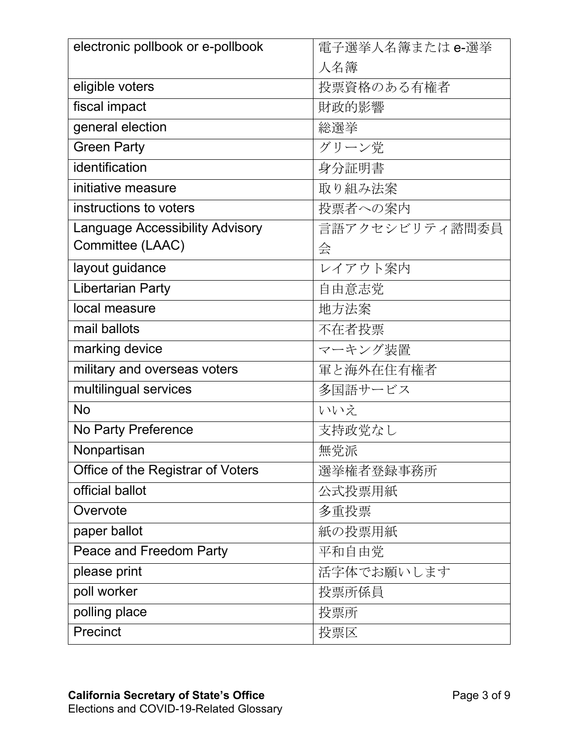| electronic pollbook or e-pollbook | 電子選挙人名簿または e-選挙人名簿 |
|---|---|
| eligible voters | 投票資格のある有権者 |
| fiscal impact | 財政的影響 |
| general election | 総選挙 |
| Green Party | グリーン党 |
| identification | 身分証明書 |
| initiative measure | 取り組み法案 |
| instructions to voters | 投票者への案内 |
| Language Accessibility Advisory Committee (LAAC) | 言語アクセシビリティ諮問委員会 |
| layout guidance | レイアウト案内 |
| Libertarian Party | 自由意志党 |
| local measure | 地方法案 |
| mail ballots | 不在者投票 |
| marking device | マーキング装置 |
| military and overseas voters | 軍と海外在住有権者 |
| multilingual services | 多国語サービス |
| No | いいえ |
| No Party Preference | 支持政党なし |
| Nonpartisan | 無党派 |
| Office of the Registrar of Voters | 選挙権者登録事務所 |
| official ballot | 公式投票用紙 |
| Overvote | 多重投票 |
| paper ballot | 紙の投票用紙 |
| Peace and Freedom Party | 平和自由党 |
| please print | 活字体でお願いします |
| poll worker | 投票所係員 |
| polling place | 投票所 |
| Precinct | 投票区 |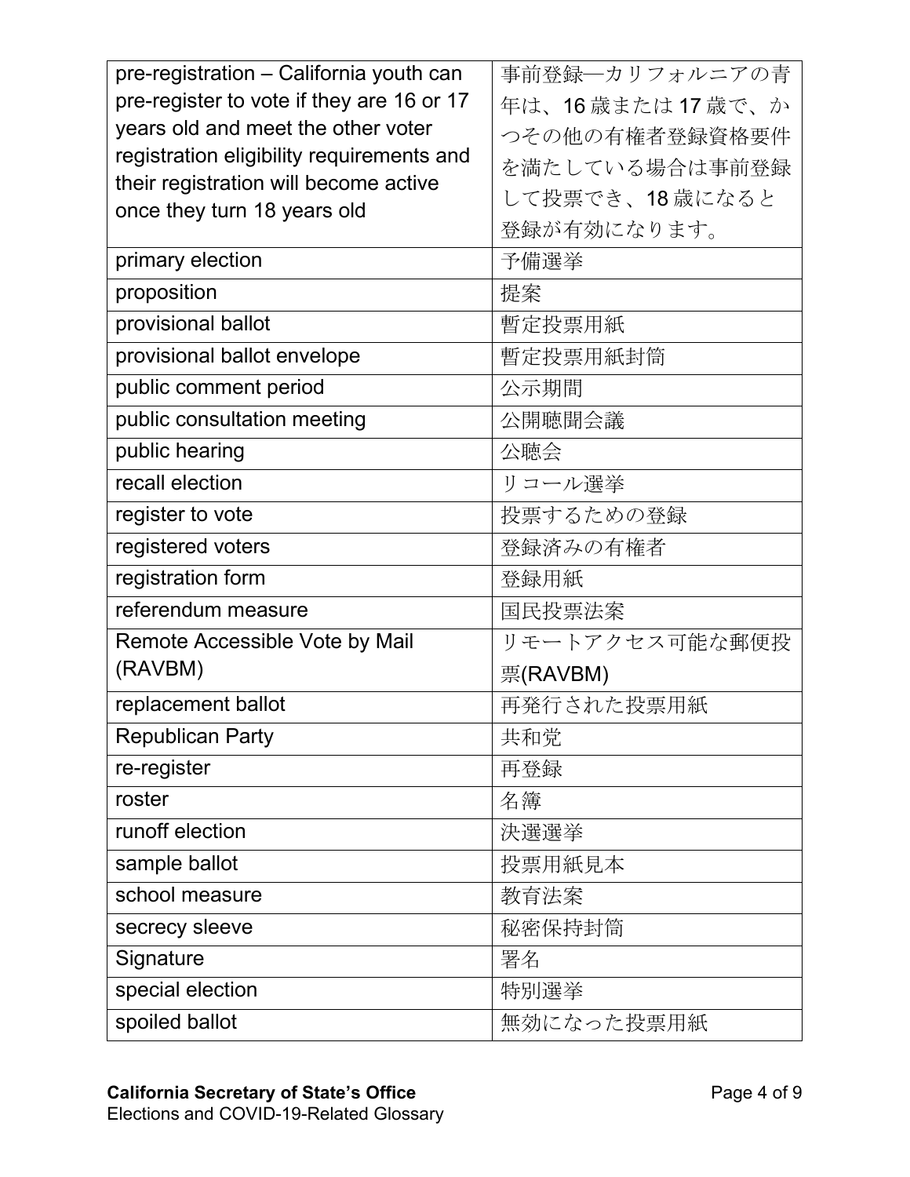| | |
|---|---|
| pre-registration – California youth can pre-register to vote if they are 16 or 17 years old and meet the other voter registration eligibility requirements and their registration will become active once they turn 18 years old | 事前登録—カリフォルニアの青年は、16 歳または 17 歳で、かつその他の有権者登録資格要件を満たしている場合は事前登録して投票でき、18 歳になると登録が有効になります。 |
| primary election | 予備選挙 |
| proposition | 提案 |
| provisional ballot | 暫定投票用紙 |
| provisional ballot envelope | 暫定投票用紙封筒 |
| public comment period | 公示期間 |
| public consultation meeting | 公開聴聞会議 |
| public hearing | 公聴会 |
| recall election | リコール選挙 |
| register to vote | 投票するための登録 |
| registered voters | 登録済みの有権者 |
| registration form | 登録用紙 |
| referendum measure | 国民投票法案 |
| Remote Accessible Vote by Mail (RAVBM) | リモートアクセス可能な郵便投票(RAVBM) |
| replacement ballot | 再発行された投票用紙 |
| Republican Party | 共和党 |
| re-register | 再登録 |
| roster | 名簿 |
| runoff election | 決選選挙 |
| sample ballot | 投票用紙見本 |
| school measure | 教育法案 |
| secrecy sleeve | 秘密保持封筒 |
| Signature | 署名 |
| special election | 特別選挙 |
| spoiled ballot | 無効になった投票用紙 |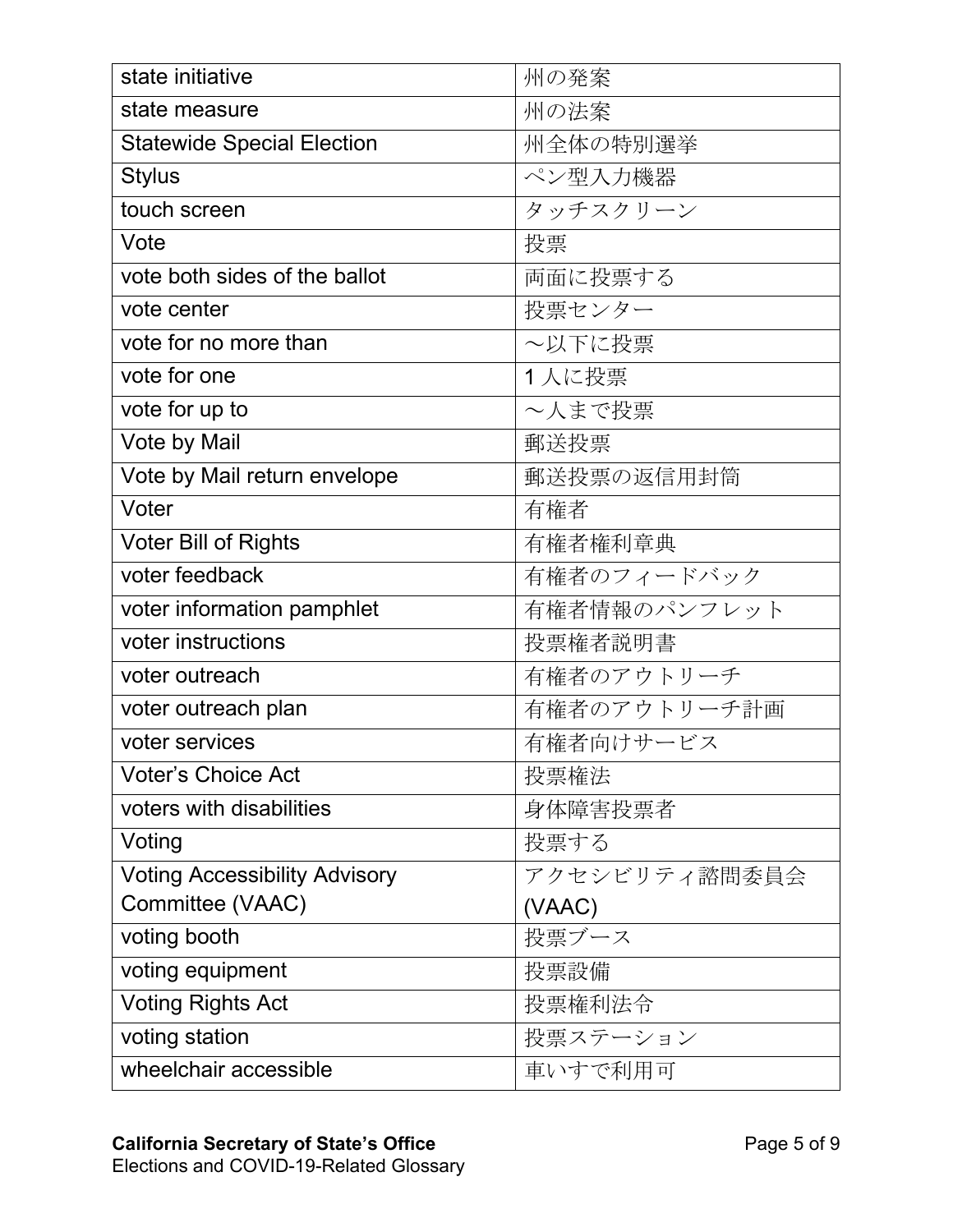| | |
|---|---|
| state initiative | 州の発案 |
| state measure | 州の法案 |
| Statewide Special Election | 州全体の特別選挙 |
| Stylus | ペン型入力機器 |
| touch screen | タッチスクリーン |
| Vote | 投票 |
| vote both sides of the ballot | 両面に投票する |
| vote center | 投票センター |
| vote for no more than | ～以下に投票 |
| vote for one | 1 人に投票 |
| vote for up to | ～人まで投票 |
| Vote by Mail | 郵送投票 |
| Vote by Mail return envelope | 郵送投票の返信用封筒 |
| Voter | 有権者 |
| Voter Bill of Rights | 有権者権利章典 |
| voter feedback | 有権者のフィードバック |
| voter information pamphlet | 有権者情報のパンフレット |
| voter instructions | 投票権者説明書 |
| voter outreach | 有権者のアウトリーチ |
| voter outreach plan | 有権者のアウトリーチ計画 |
| voter services | 有権者向けサービス |
| Voter's Choice Act | 投票権法 |
| voters with disabilities | 身体障害投票者 |
| Voting | 投票する |
| Voting Accessibility Advisory Committee (VAAC) | アクセシビリティ諮問委員会 (VAAC) |
| voting booth | 投票ブース |
| voting equipment | 投票設備 |
| Voting Rights Act | 投票権利法令 |
| voting station | 投票ステーション |
| wheelchair accessible | 車いすで利用可 |

**California Secretary of State's Office**
Elections and COVID-19-Related Glossary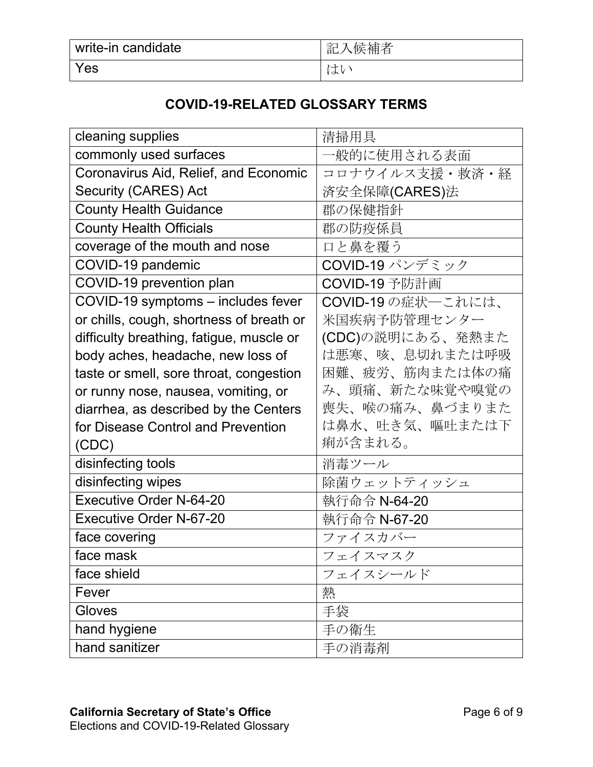| write-in candidate | 記入候補者 |
|---|---|
| Yes | はい |

## COVID-19-RELATED GLOSSARY TERMS

| cleaning supplies | 清掃用具 |
|---|---|
| commonly used surfaces | 一般的に使用される表面 |
| Coronavirus Aid, Relief, and Economic Security (CARES) Act | コロナウイルス支援・救済・経済安全保障(CARES)法 |
| County Health Guidance | 郡の保健指針 |
| County Health Officials | 郡の防疫係員 |
| coverage of the mouth and nose | 口と鼻を覆う |
| COVID-19 pandemic | COVID-19 パンデミック |
| COVID-19 prevention plan | COVID-19 予防計画 |
| COVID-19 symptoms – includes fever or chills, cough, shortness of breath or difficulty breathing, fatigue, muscle or body aches, headache, new loss of taste or smell, sore throat, congestion or runny nose, nausea, vomiting, or diarrhea, as described by the Centers for Disease Control and Prevention (CDC) | COVID-19 の症状—これには、米国疾病予防管理センター(CDC)の説明にある、発熱または悪寒、咳、息切れまたは呼吸困難、疲労、筋肉または体の痛み、頭痛、新たな味覚や嗅覚の喪失、喉の痛み、鼻づまりまたは鼻水、吐き気、嘔吐または下痢が含まれる。 |
| disinfecting tools | 消毒ツール |
| disinfecting wipes | 除菌ウェットティッシュ |
| Executive Order N-64-20 | 執行命令 N-64-20 |
| Executive Order N-67-20 | 執行命令 N-67-20 |
| face covering | ファイスカバー |
| face mask | フェイスマスク |
| face shield | フェイスシールド |
| Fever | 熱 |
| Gloves | 手袋 |
| hand hygiene | 手の衛生 |
| hand sanitizer | 手の消毒剤 |

**California Secretary of State's Office**
Elections and COVID-19-Related Glossary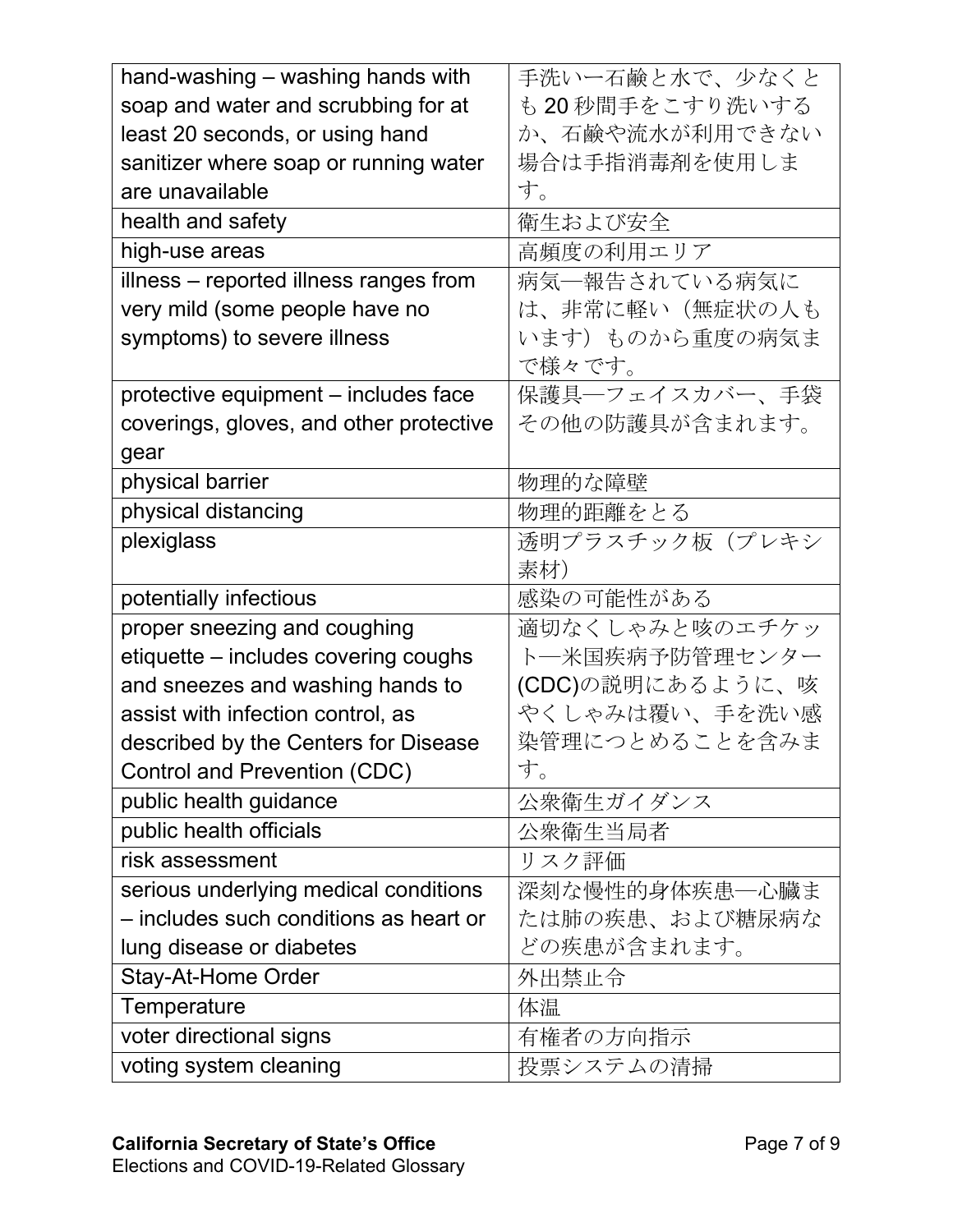| | |
|---|---|
| hand-washing – washing hands with soap and water and scrubbing for at least 20 seconds, or using hand sanitizer where soap or running water are unavailable | 手洗い一石鹸と水で、少なくとも 20 秒間手をこすり洗いするか、石鹸や流水が利用できない場合は手指消毒剤を使用します。 |
| health and safety | 衛生および安全 |
| high-use areas | 高頻度の利用エリア |
| illness – reported illness ranges from very mild (some people have no symptoms) to severe illness | 病気—報告されている病気には、非常に軽い（無症状の人もいます）ものから重度の病気まで様々です。 |
| protective equipment – includes face coverings, gloves, and other protective gear | 保護具—フェイスカバー、手袋その他の防護具が含まれます。 |
| physical barrier | 物理的な障壁 |
| physical distancing | 物理的距離をとる |
| plexiglass | 透明プラスチック板（プレキシ素材） |
| potentially infectious | 感染の可能性がある |
| proper sneezing and coughing etiquette – includes covering coughs and sneezes and washing hands to assist with infection control, as described by the Centers for Disease Control and Prevention (CDC) | 適切なくしゃみと咳のエチケット—米国疾病予防管理センター(CDC)の説明にあるように、咳やくしゃみは覆い、手を洗い感染管理につとめることを含みます。 |
| public health guidance | 公衆衛生ガイダンス |
| public health officials | 公衆衛生当局者 |
| risk assessment | リスク評価 |
| serious underlying medical conditions – includes such conditions as heart or lung disease or diabetes | 深刻な慢性的身体疾患—心臓または肺の疾患、および糖尿病などの疾患が含まれます。 |
| Stay-At-Home Order | 外出禁止令 |
| Temperature | 体温 |
| voter directional signs | 有権者の方向指示 |
| voting system cleaning | 投票システムの清掃 |

**California Secretary of State's Office**
Elections and COVID-19-Related Glossary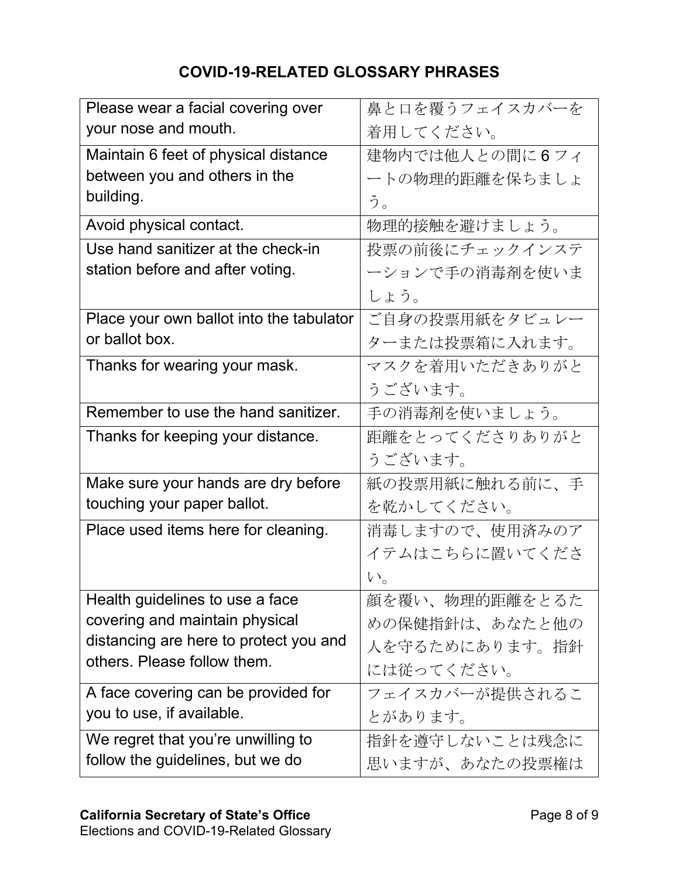## COVID-19-RELATED GLOSSARY PHRASES

| | |
|---|---|
| Please wear a facial covering over your nose and mouth. | 鼻と口を覆うフェイスカバーを着用してください。 |
| Maintain 6 feet of physical distance between you and others in the building. | 建物内では他人との間に6フィートの物理的距離を保ちましょう。 |
| Avoid physical contact. | 物理的接触を避けましょう。 |
| Use hand sanitizer at the check-in station before and after voting. | 投票の前後にチェックインステーションで手の消毒剤を使いましょう。 |
| Place your own ballot into the tabulator or ballot box. | ご自身の投票用紙をタビュレーターまたは投票箱に入れます。 |
| Thanks for wearing your mask. | マスクを着用いただきありがとうございます。 |
| Remember to use the hand sanitizer. | 手の消毒剤を使いましょう。 |
| Thanks for keeping your distance. | 距離をとってくださりありがとうございます。 |
| Make sure your hands are dry before touching your paper ballot. | 紙の投票用紙に触れる前に、手を乾かしてください。 |
| Place used items here for cleaning. | 消毒しますので、使用済みのアイテムはこちらに置いてください。 |
| Health guidelines to use a face covering and maintain physical distancing are here to protect you and others. Please follow them. | 顔を覆い、物理的距離をとるための保健指針は、あなたと他の人を守るためにあります。指針には従ってください。 |
| A face covering can be provided for you to use, if available. | フェイスカバーが提供されることがあります。 |
| We regret that you're unwilling to follow the guidelines, but we do | 指針を遵守しないことは残念に思いますが、あなたの投票権は |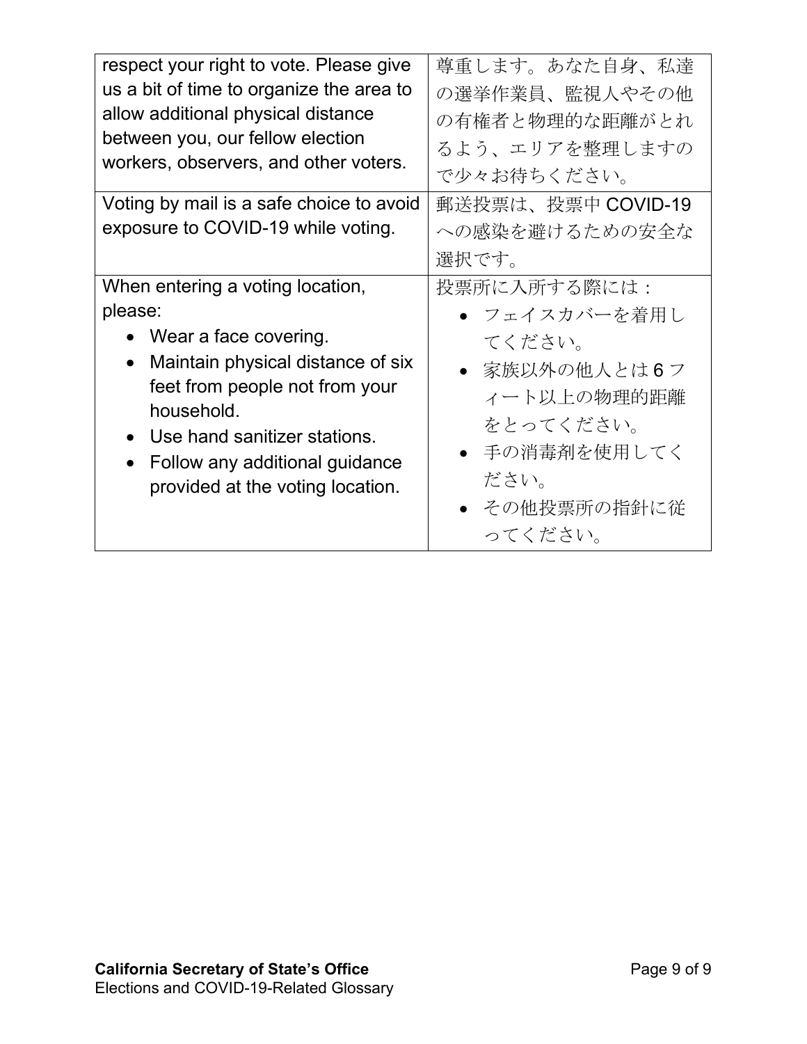| | |
|---|---|
| respect your right to vote. Please give us a bit of time to organize the area to allow additional physical distance between you, our fellow election workers, observers, and other voters. | 尊重します。あなた自身、私達の選挙作業員、監視人やその他の有権者と物理的な距離がとれるよう、エリアを整理しますので少々お待ちください。 |
| Voting by mail is a safe choice to avoid exposure to COVID-19 while voting. | 郵送投票は、投票中 COVID-19 への感染を避けるための安全な選択です。 |
| When entering a voting location, please:<br>• Wear a face covering.<br>• Maintain physical distance of six feet from people not from your household.<br>• Use hand sanitizer stations.<br>• Follow any additional guidance provided at the voting location. | 投票所に入所する際には：<br>• フェイスカバーを着用してください。<br>• 家族以外の他人とは 6 フィート以上の物理的距離をとってください。<br>• 手の消毒剤を使用してください。<br>• その他投票所の指針に従ってください。 |